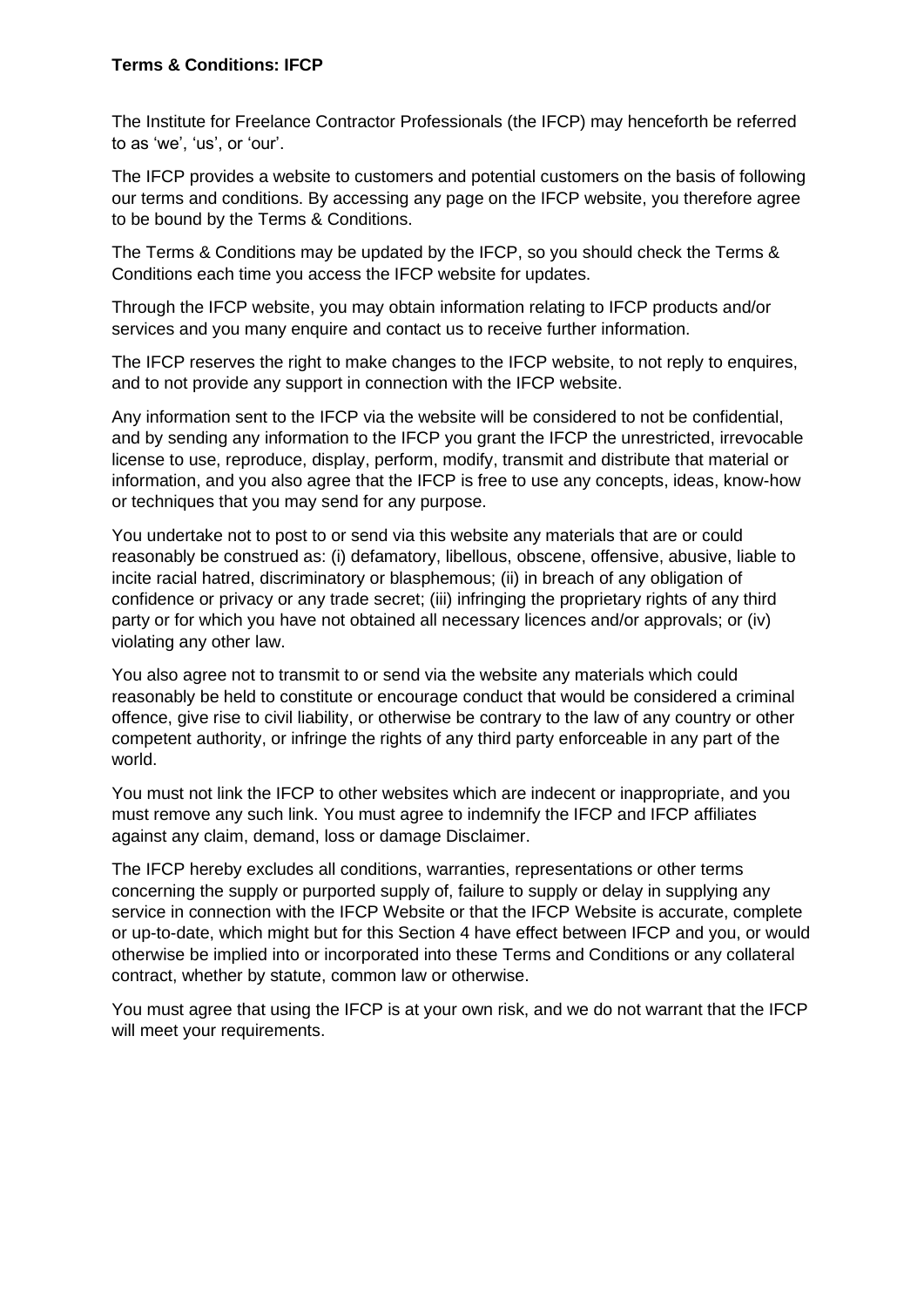**Terms & Conditions: IFCP**

The Institute for Freelance Contractor Professionals (the IFCP) may henceforth be referred to as 'we', 'us', or 'our'.

The IFCP provides a website to customers and potential customers on the basis of following our terms and conditions. By accessing any page on the IFCP website, you therefore agree to be bound by the Terms & Conditions.

The Terms & Conditions may be updated by the IFCP, so you should check the Terms & Conditions each time you access the IFCP website for updates.

Through the IFCP website, you may obtain information relating to IFCP products and/or services and you many enquire and contact us to receive further information.

The IFCP reserves the right to make changes to the IFCP website, to not reply to enquires, and to not provide any support in connection with the IFCP website.

Any information sent to the IFCP via the website will be considered to not be confidential, and by sending any information to the IFCP you grant the IFCP the unrestricted, irrevocable license to use, reproduce, display, perform, modify, transmit and distribute that material or information, and you also agree that the IFCP is free to use any concepts, ideas, know-how or techniques that you may send for any purpose.

You undertake not to post to or send via this website any materials that are or could reasonably be construed as: (i) defamatory, libellous, obscene, offensive, abusive, liable to incite racial hatred, discriminatory or blasphemous; (ii) in breach of any obligation of confidence or privacy or any trade secret; (iii) infringing the proprietary rights of any third party or for which you have not obtained all necessary licences and/or approvals; or (iv) violating any other law.

You also agree not to transmit to or send via the website any materials which could reasonably be held to constitute or encourage conduct that would be considered a criminal offence, give rise to civil liability, or otherwise be contrary to the law of any country or other competent authority, or infringe the rights of any third party enforceable in any part of the world.

You must not link the IFCP to other websites which are indecent or inappropriate, and you must remove any such link. You must agree to indemnify the IFCP and IFCP affiliates against any claim, demand, loss or damage Disclaimer.

The IFCP hereby excludes all conditions, warranties, representations or other terms concerning the supply or purported supply of, failure to supply or delay in supplying any service in connection with the IFCP Website or that the IFCP Website is accurate, complete or up-to-date, which might but for this Section 4 have effect between IFCP and you, or would otherwise be implied into or incorporated into these Terms and Conditions or any collateral contract, whether by statute, common law or otherwise.

You must agree that using the IFCP is at your own risk, and we do not warrant that the IFCP will meet your requirements.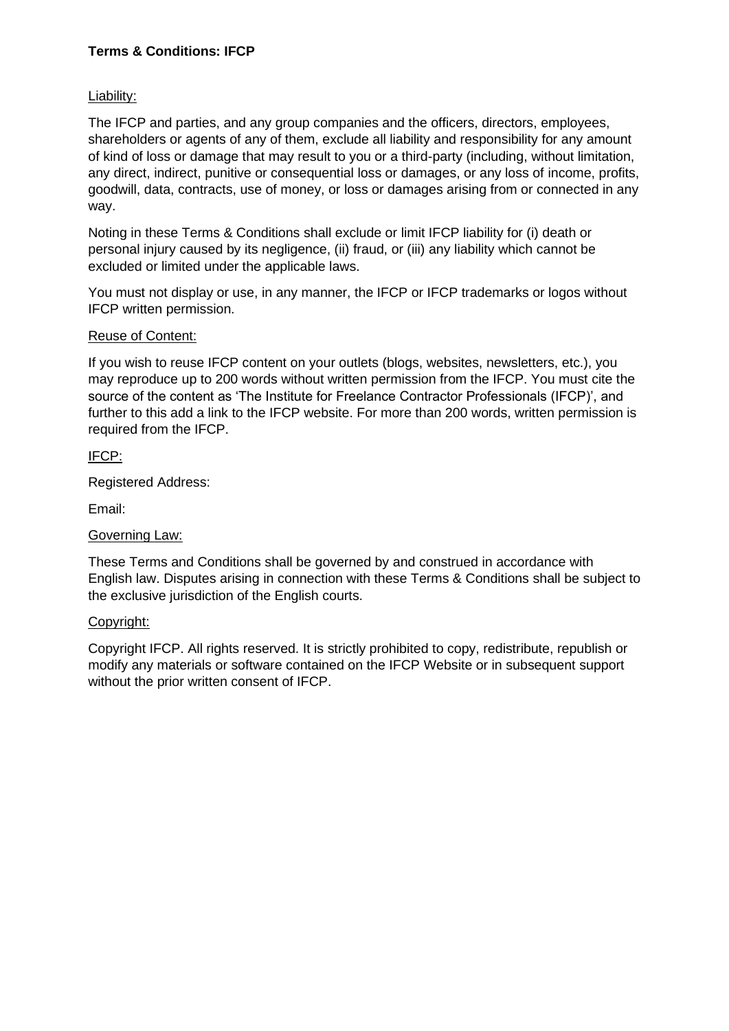**Terms & Conditions: IFCP**

Liability:

The IFCP and parties, and any group companies and the officers, directors, employees, shareholders or agents of any of them, exclude all liability and responsibility for any amount of kind of loss or damage that may result to you or a third-party (including, without limitation, any direct, indirect, punitive or consequential loss or damages, or any loss of income, profits, goodwill, data, contracts, use of money, or loss or damages arising from or connected in any way.

Noting in these Terms & Conditions shall exclude or limit IFCP liability for (i) death or personal injury caused by its negligence, (ii) fraud, or (iii) any liability which cannot be excluded or limited under the applicable laws.

You must not display or use, in any manner, the IFCP or IFCP trademarks or logos without IFCP written permission.

Reuse of Content:

If you wish to reuse IFCP content on your outlets (blogs, websites, newsletters, etc.), you may reproduce up to 200 words without written permission from the IFCP. You must cite the source of the content as 'The Institute for Freelance Contractor Professionals (IFCP)', and further to this add a link to the IFCP website. For more than 200 words, written permission is required from the IFCP.

IFCP:

Registered Address:

Email:

Governing Law:

These Terms and Conditions shall be governed by and construed in accordance with English law. Disputes arising in connection with these Terms & Conditions shall be subject to the exclusive jurisdiction of the English courts.

Copyright:

Copyright IFCP. All rights reserved. It is strictly prohibited to copy, redistribute, republish or modify any materials or software contained on the IFCP Website or in subsequent support without the prior written consent of IFCP.